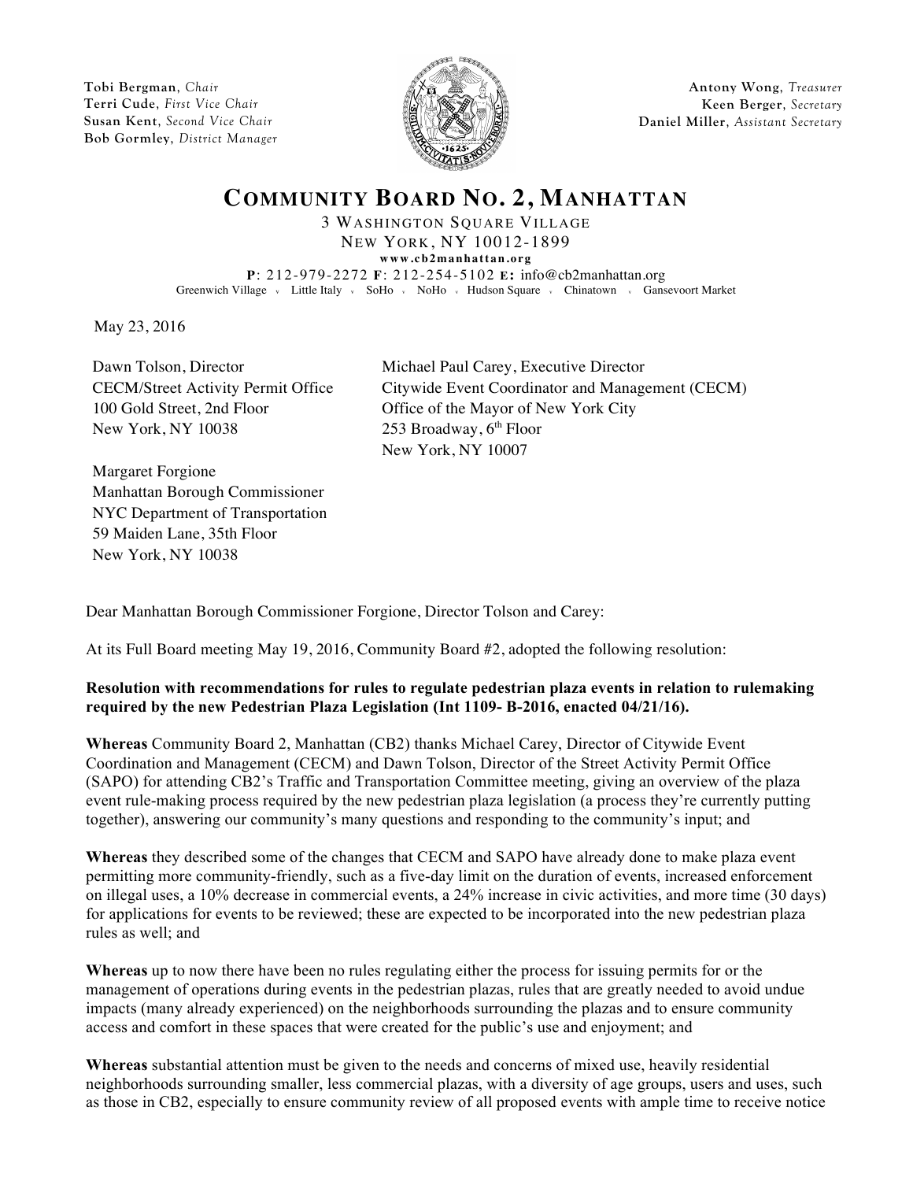Tobi Bergman, *Chair*
Terri Cude, *First Vice Chair*
Susan Kent, *Second Vice Chair*
Bob Gormley, *District Manager*

Antony Wong, *Treasurer*
Keen Berger, *Secretary*
Daniel Miller, *Assistant Secretary*

# COMMUNITY BOARD NO. 2, MANHATTAN

3 WASHINGTON SQUARE VILLAGE
NEW YORK, NY 10012-1899
**www.cb2manhattan.org**
**P**: 212-979-2272 **F**: 212-254-5102 **E:** info@cb2manhattan.org
Greenwich Village • Little Italy • SoHo • NoHo • Hudson Square • Chinatown • Gansevoort Market

May 23, 2016

Dawn Tolson, Director
CECM/Street Activity Permit Office
100 Gold Street, 2nd Floor
New York, NY 10038

Michael Paul Carey, Executive Director
Citywide Event Coordinator and Management (CECM)
Office of the Mayor of New York City
253 Broadway, 6th Floor
New York, NY 10007

Margaret Forgione
Manhattan Borough Commissioner
NYC Department of Transportation
59 Maiden Lane, 35th Floor
New York, NY 10038

Dear Manhattan Borough Commissioner Forgione, Director Tolson and Carey:

At its Full Board meeting May 19, 2016, Community Board #2, adopted the following resolution:

**Resolution with recommendations for rules to regulate pedestrian plaza events in relation to rulemaking required by the new Pedestrian Plaza Legislation (Int 1109- B-2016, enacted 04/21/16).**

**Whereas** Community Board 2, Manhattan (CB2) thanks Michael Carey, Director of Citywide Event Coordination and Management (CECM) and Dawn Tolson, Director of the Street Activity Permit Office (SAPO) for attending CB2's Traffic and Transportation Committee meeting, giving an overview of the plaza event rule-making process required by the new pedestrian plaza legislation (a process they're currently putting together), answering our community's many questions and responding to the community's input; and

**Whereas** they described some of the changes that CECM and SAPO have already done to make plaza event permitting more community-friendly, such as a five-day limit on the duration of events, increased enforcement on illegal uses, a 10% decrease in commercial events, a 24% increase in civic activities, and more time (30 days) for applications for events to be reviewed; these are expected to be incorporated into the new pedestrian plaza rules as well; and

**Whereas** up to now there have been no rules regulating either the process for issuing permits for or the management of operations during events in the pedestrian plazas, rules that are greatly needed to avoid undue impacts (many already experienced) on the neighborhoods surrounding the plazas and to ensure community access and comfort in these spaces that were created for the public's use and enjoyment; and

**Whereas** substantial attention must be given to the needs and concerns of mixed use, heavily residential neighborhoods surrounding smaller, less commercial plazas, with a diversity of age groups, users and uses, such as those in CB2, especially to ensure community review of all proposed events with ample time to receive notice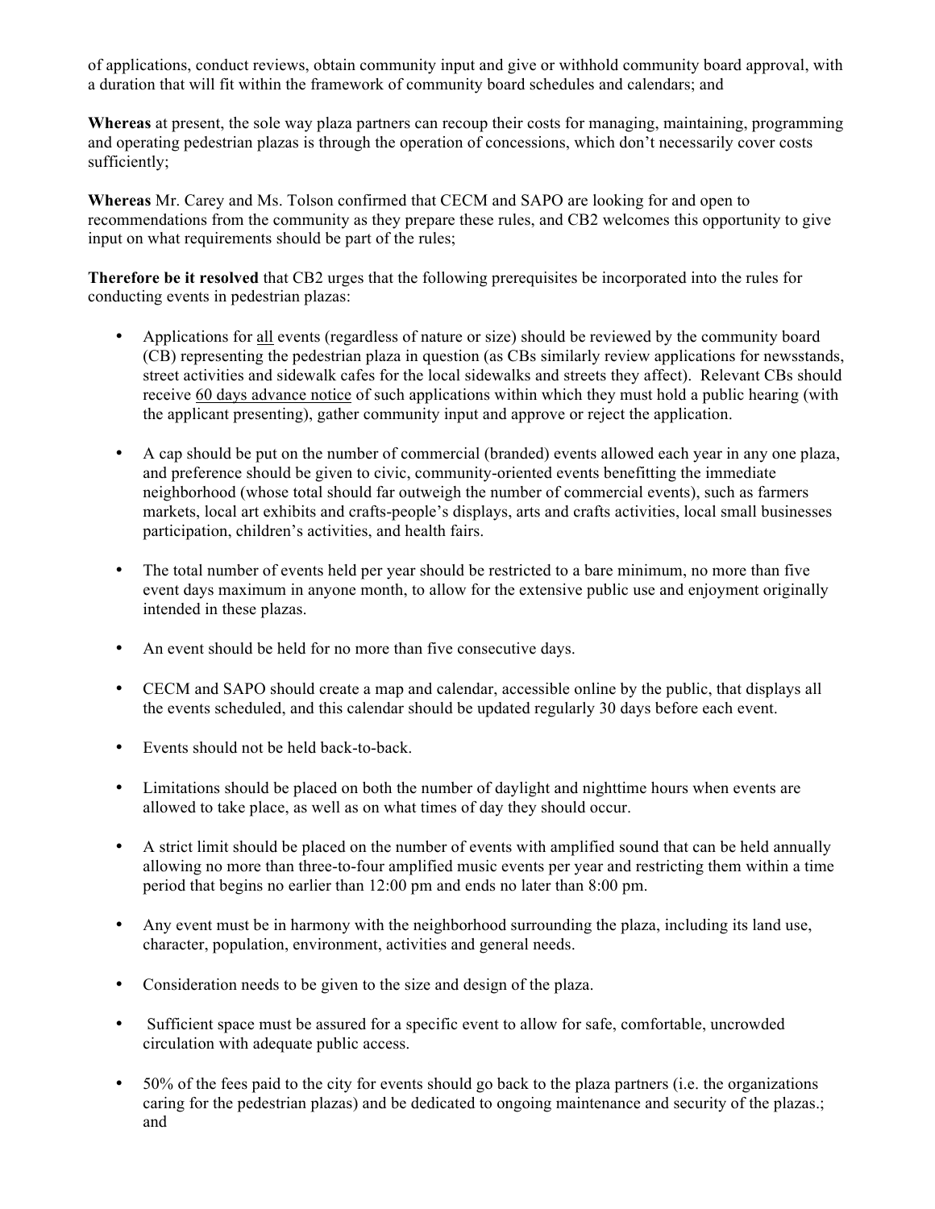of applications, conduct reviews, obtain community input and give or withhold community board approval, with a duration that will fit within the framework of community board schedules and calendars; and

**Whereas** at present, the sole way plaza partners can recoup their costs for managing, maintaining, programming and operating pedestrian plazas is through the operation of concessions, which don't necessarily cover costs sufficiently;

**Whereas** Mr. Carey and Ms. Tolson confirmed that CECM and SAPO are looking for and open to recommendations from the community as they prepare these rules, and CB2 welcomes this opportunity to give input on what requirements should be part of the rules;

**Therefore be it resolved** that CB2 urges that the following prerequisites be incorporated into the rules for conducting events in pedestrian plazas:

- Applications for <u>all</u> events (regardless of nature or size) should be reviewed by the community board (CB) representing the pedestrian plaza in question (as CBs similarly review applications for newsstands, street activities and sidewalk cafes for the local sidewalks and streets they affect). Relevant CBs should receive <u>60 days advance notice</u> of such applications within which they must hold a public hearing (with the applicant presenting), gather community input and approve or reject the application.

- A cap should be put on the number of commercial (branded) events allowed each year in any one plaza, and preference should be given to civic, community-oriented events benefitting the immediate neighborhood (whose total should far outweigh the number of commercial events), such as farmers markets, local art exhibits and crafts-people's displays, arts and crafts activities, local small businesses participation, children's activities, and health fairs.

- The total number of events held per year should be restricted to a bare minimum, no more than five event days maximum in anyone month, to allow for the extensive public use and enjoyment originally intended in these plazas.

- An event should be held for no more than five consecutive days.

- CECM and SAPO should create a map and calendar, accessible online by the public, that displays all the events scheduled, and this calendar should be updated regularly 30 days before each event.

- Events should not be held back-to-back.

- Limitations should be placed on both the number of daylight and nighttime hours when events are allowed to take place, as well as on what times of day they should occur.

- A strict limit should be placed on the number of events with amplified sound that can be held annually allowing no more than three-to-four amplified music events per year and restricting them within a time period that begins no earlier than 12:00 pm and ends no later than 8:00 pm.

- Any event must be in harmony with the neighborhood surrounding the plaza, including its land use, character, population, environment, activities and general needs.

- Consideration needs to be given to the size and design of the plaza.

- Sufficient space must be assured for a specific event to allow for safe, comfortable, uncrowded circulation with adequate public access.

- 50% of the fees paid to the city for events should go back to the plaza partners (i.e. the organizations caring for the pedestrian plazas) and be dedicated to ongoing maintenance and security of the plazas.; and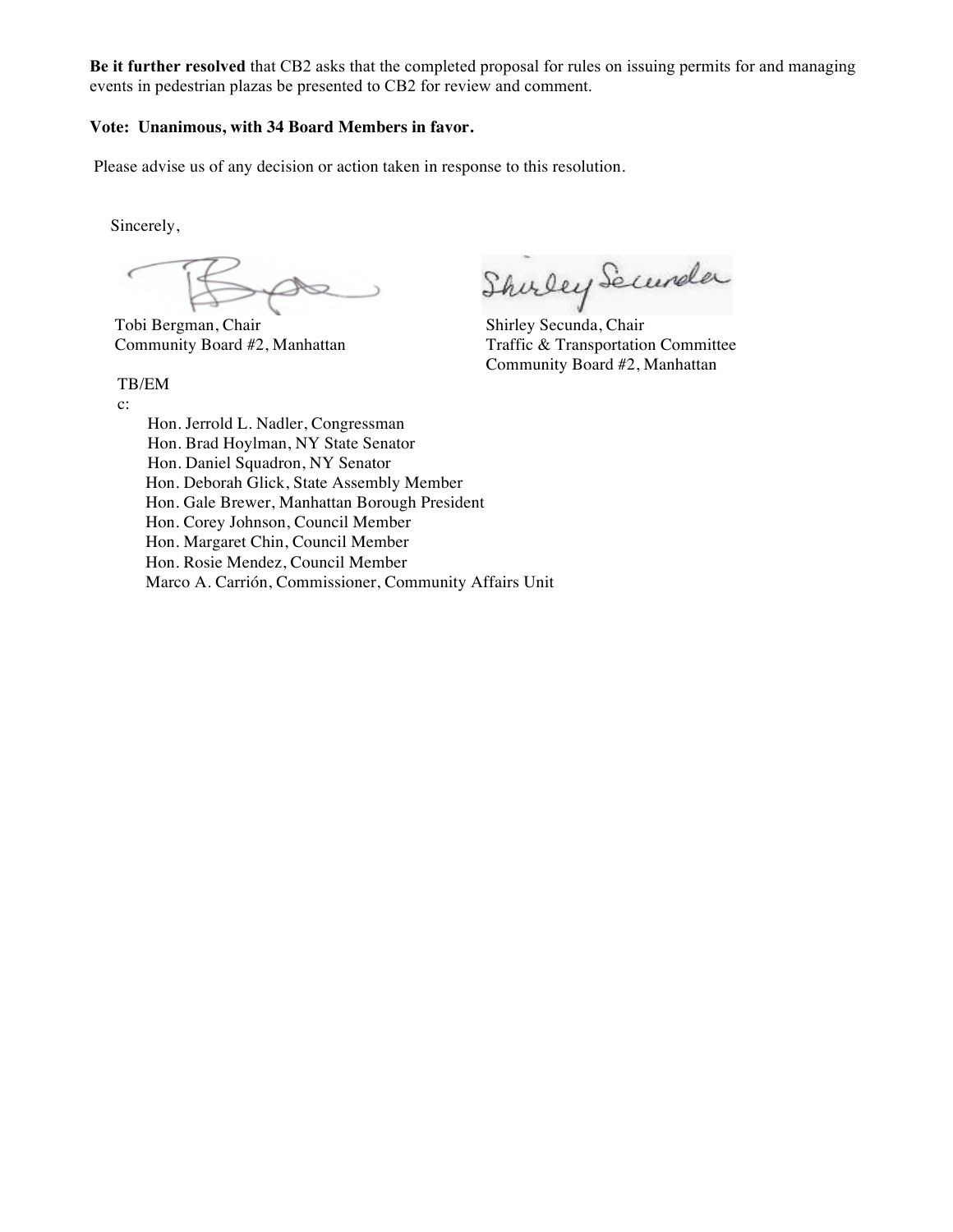**Be it further resolved** that CB2 asks that the completed proposal for rules on issuing permits for and managing events in pedestrian plazas be presented to CB2 for review and comment.

**Vote: Unanimous, with 34 Board Members in favor.**

Please advise us of any decision or action taken in response to this resolution.

Sincerely,

Tobi Bergman, Chair
Community Board #2, Manhattan

Shirley Secunda, Chair
Traffic & Transportation Committee
Community Board #2, Manhattan

TB/EM

c:

Hon. Jerrold L. Nadler, Congressman
Hon. Brad Hoylman, NY State Senator
Hon. Daniel Squadron, NY Senator
Hon. Deborah Glick, State Assembly Member
Hon. Gale Brewer, Manhattan Borough President
Hon. Corey Johnson, Council Member
Hon. Margaret Chin, Council Member
Hon. Rosie Mendez, Council Member
Marco A. Carrión, Commissioner, Community Affairs Unit